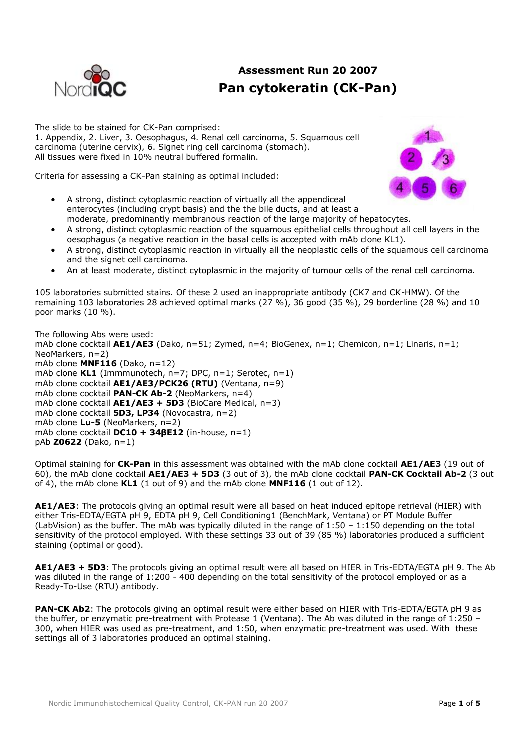# Assessment Run 20 2007

## Pan cytokeratin (CK-Pan)

The slide to be stained for CK-Pan comprised:
1. Appendix, 2. Liver, 3. Oesophagus, 4. Renal cell carcinoma, 5. Squamous cell carcinoma (uterine cervix), 6. Signet ring cell carcinoma (stomach).
All tissues were fixed in 10% neutral buffered formalin.

Criteria for assessing a CK-Pan staining as optimal included:

- A strong, distinct cytoplasmic reaction of virtually all the appendiceal enterocytes (including crypt basis) and the the bile ducts, and at least a moderate, predominantly membranous reaction of the large majority of hepatocytes.
- A strong, distinct cytoplasmic reaction of the squamous epithelial cells throughout all cell layers in the oesophagus (a negative reaction in the basal cells is accepted with mAb clone KL1).
- A strong, distinct cytoplasmic reaction in virtually all the neoplastic cells of the squamous cell carcinoma and the signet cell carcinoma.
- An at least moderate, distinct cytoplasmic in the majority of tumour cells of the renal cell carcinoma.

105 laboratories submitted stains. Of these 2 used an inappropriate antibody (CK7 and CK-HMW). Of the remaining 103 laboratories 28 achieved optimal marks (27 %), 36 good (35 %), 29 borderline (28 %) and 10 poor marks (10 %).

The following Abs were used:
mAb clone cocktail **AE1/AE3** (Dako, n=51; Zymed, n=4; BioGenex, n=1; Chemicon, n=1; Linaris, n=1; NeoMarkers, n=2)
mAb clone **MNF116** (Dako, n=12)
mAb clone **KL1** (Immmunotech, n=7; DPC, n=1; Serotec, n=1)
mAb clone cocktail **AE1/AE3/PCK26 (RTU)** (Ventana, n=9)
mAb clone cocktail **PAN-CK Ab-2** (NeoMarkers, n=4)
mAb clone cocktail **AE1/AE3 + 5D3** (BioCare Medical, n=3)
mAb clone cocktail **5D3, LP34** (Novocastra, n=2)
mAb clone **Lu-5** (NeoMarkers, n=2)
mAb clone cocktail **DC10 + 34βE12** (in-house, n=1)
pAb **Z0622** (Dako, n=1)

Optimal staining for **CK-Pan** in this assessment was obtained with the mAb clone cocktail **AE1/AE3** (19 out of 60), the mAb clone cocktail **AE1/AE3 + 5D3** (3 out of 3), the mAb clone cocktail **PAN-CK Cocktail Ab-2** (3 out of 4), the mAb clone **KL1** (1 out of 9) and the mAb clone **MNF116** (1 out of 12).

**AE1/AE3**: The protocols giving an optimal result were all based on heat induced epitope retrieval (HIER) with either Tris-EDTA/EGTA pH 9, EDTA pH 9, Cell Conditioning1 (BenchMark, Ventana) or PT Module Buffer (LabVision) as the buffer. The mAb was typically diluted in the range of 1:50 – 1:150 depending on the total sensitivity of the protocol employed. With these settings 33 out of 39 (85 %) laboratories produced a sufficient staining (optimal or good).

**AE1/AE3 + 5D3**: The protocols giving an optimal result were all based on HIER in Tris-EDTA/EGTA pH 9. The Ab was diluted in the range of 1:200 - 400 depending on the total sensitivity of the protocol employed or as a Ready-To-Use (RTU) antibody.

**PAN-CK Ab2**: The protocols giving an optimal result were either based on HIER with Tris-EDTA/EGTA pH 9 as the buffer, or enzymatic pre-treatment with Protease 1 (Ventana). The Ab was diluted in the range of 1:250 – 300, when HIER was used as pre-treatment, and 1:50, when enzymatic pre-treatment was used. With these settings all of 3 laboratories produced an optimal staining.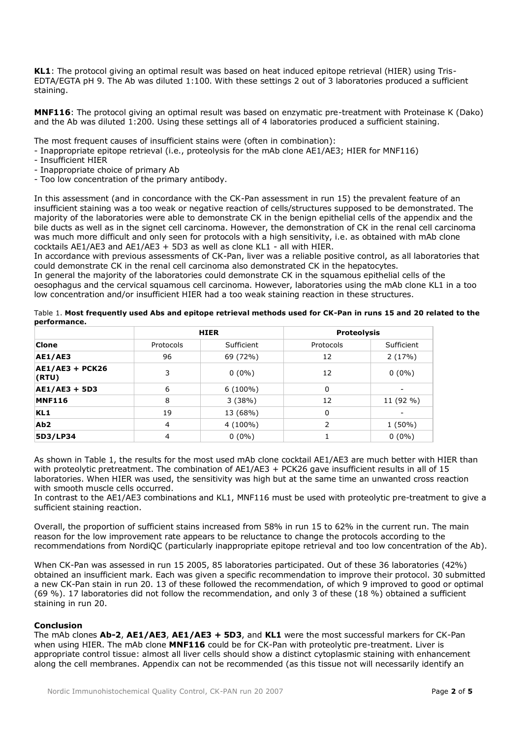**KL1**: The protocol giving an optimal result was based on heat induced epitope retrieval (HIER) using Tris-EDTA/EGTA pH 9. The Ab was diluted 1:100. With these settings 2 out of 3 laboratories produced a sufficient staining.

**MNF116**: The protocol giving an optimal result was based on enzymatic pre-treatment with Proteinase K (Dako) and the Ab was diluted 1:200. Using these settings all of 4 laboratories produced a sufficient staining.

The most frequent causes of insufficient stains were (often in combination):
- Inappropriate epitope retrieval (i.e., proteolysis for the mAb clone AE1/AE3; HIER for MNF116)
- Insufficient HIER
- Inappropriate choice of primary Ab
- Too low concentration of the primary antibody.

In this assessment (and in concordance with the CK-Pan assessment in run 15) the prevalent feature of an insufficient staining was a too weak or negative reaction of cells/structures supposed to be demonstrated. The majority of the laboratories were able to demonstrate CK in the benign epithelial cells of the appendix and the bile ducts as well as in the signet cell carcinoma. However, the demonstration of CK in the renal cell carcinoma was much more difficult and only seen for protocols with a high sensitivity, i.e. as obtained with mAb clone cocktails AE1/AE3 and AE1/AE3 + 5D3 as well as clone KL1 - all with HIER.
In accordance with previous assessments of CK-Pan, liver was a reliable positive control, as all laboratories that could demonstrate CK in the renal cell carcinoma also demonstrated CK in the hepatocytes.
In general the majority of the laboratories could demonstrate CK in the squamous epithelial cells of the oesophagus and the cervical squamous cell carcinoma. However, laboratories using the mAb clone KL1 in a too low concentration and/or insufficient HIER had a too weak staining reaction in these structures.

Table 1. **Most frequently used Abs and epitope retrieval methods used for CK-Pan in runs 15 and 20 related to the performance.**

| | HIER | | Proteolysis | |
|---|---|---|---|---|
| **Clone** | Protocols | Sufficient | Protocols | Sufficient |
| **AE1/AE3** | 96 | 69 (72%) | 12 | 2 (17%) |
| **AE1/AE3 + PCK26 (RTU)** | 3 | 0 (0%) | 12 | 0 (0%) |
| **AE1/AE3 + 5D3** | 6 | 6 (100%) | 0 | - |
| **MNF116** | 8 | 3 (38%) | 12 | 11 (92 %) |
| **KL1** | 19 | 13 (68%) | 0 | - |
| **Ab2** | 4 | 4 (100%) | 2 | 1 (50%) |
| **5D3/LP34** | 4 | 0 (0%) | 1 | 0 (0%) |

As shown in Table 1, the results for the most used mAb clone cocktail AE1/AE3 are much better with HIER than with proteolytic pretreatment. The combination of AE1/AE3 + PCK26 gave insufficient results in all of 15 laboratories. When HIER was used, the sensitivity was high but at the same time an unwanted cross reaction with smooth muscle cells occurred.
In contrast to the AE1/AE3 combinations and KL1, MNF116 must be used with proteolytic pre-treatment to give a sufficient staining reaction.

Overall, the proportion of sufficient stains increased from 58% in run 15 to 62% in the current run. The main reason for the low improvement rate appears to be reluctance to change the protocols according to the recommendations from NordiQC (particularly inappropriate epitope retrieval and too low concentration of the Ab).

When CK-Pan was assessed in run 15 2005, 85 laboratories participated. Out of these 36 laboratories (42%) obtained an insufficient mark. Each was given a specific recommendation to improve their protocol. 30 submitted a new CK-Pan stain in run 20. 13 of these followed the recommendation, of which 9 improved to good or optimal (69 %). 17 laboratories did not follow the recommendation, and only 3 of these (18 %) obtained a sufficient staining in run 20.

## Conclusion

The mAb clones **Ab-2**, **AE1/AE3**, **AE1/AE3 + 5D3**, and **KL1** were the most successful markers for CK-Pan when using HIER. The mAb clone **MNF116** could be for CK-Pan with proteolytic pre-treatment. Liver is appropriate control tissue: almost all liver cells should show a distinct cytoplasmic staining with enhancement along the cell membranes. Appendix can not be recommended (as this tissue not will necessarily identify an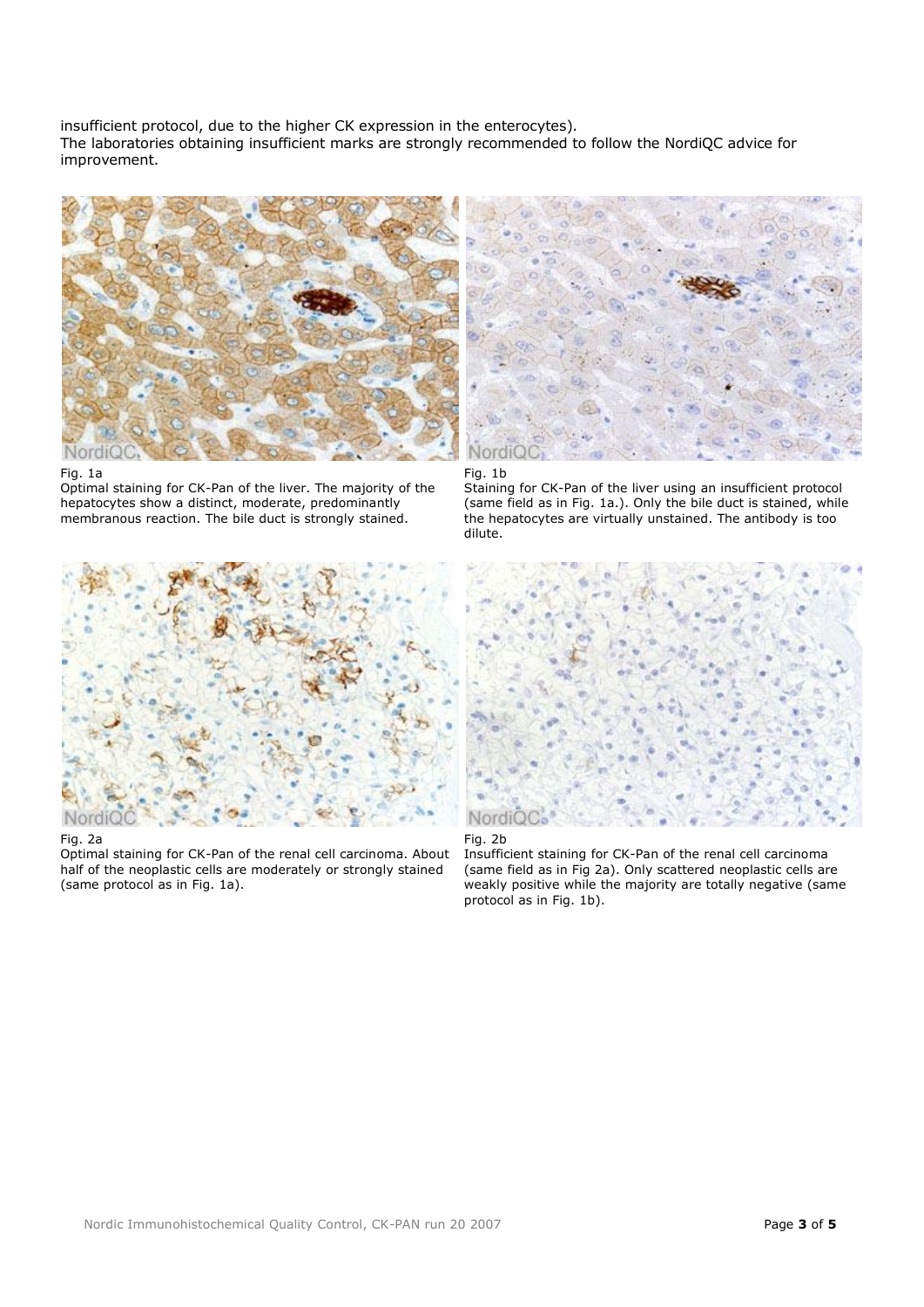insufficient protocol, due to the higher CK expression in the enterocytes).
The laboratories obtaining insufficient marks are strongly recommended to follow the NordiQC advice for improvement.

Fig. 1a
Optimal staining for CK-Pan of the liver. The majority of the hepatocytes show a distinct, moderate, predominantly membranous reaction. The bile duct is strongly stained.

Fig. 1b
Staining for CK-Pan of the liver using an insufficient protocol (same field as in Fig. 1a.). Only the bile duct is stained, while the hepatocytes are virtually unstained. The antibody is too dilute.

Fig. 2a
Optimal staining for CK-Pan of the renal cell carcinoma. About half of the neoplastic cells are moderately or strongly stained (same protocol as in Fig. 1a).

Fig. 2b
Insufficient staining for CK-Pan of the renal cell carcinoma (same field as in Fig 2a). Only scattered neoplastic cells are weakly positive while the majority are totally negative (same protocol as in Fig. 1b).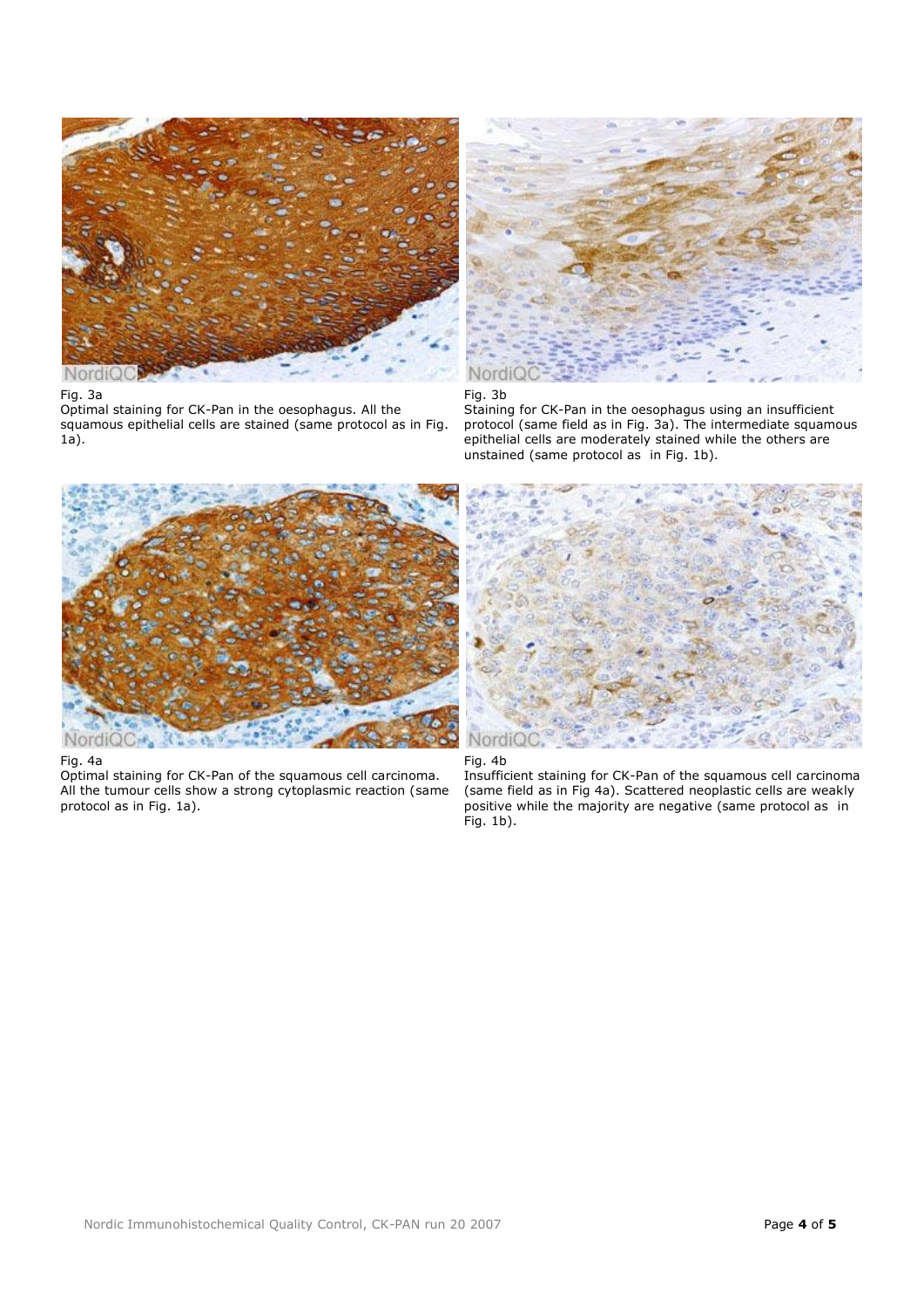Fig. 3a
Optimal staining for CK-Pan in the oesophagus. All the squamous epithelial cells are stained (same protocol as in Fig. 1a).

Fig. 3b
Staining for CK-Pan in the oesophagus using an insufficient protocol (same field as in Fig. 3a). The intermediate squamous epithelial cells are moderately stained while the others are unstained (same protocol as in Fig. 1b).

Fig. 4a
Optimal staining for CK-Pan of the squamous cell carcinoma. All the tumour cells show a strong cytoplasmic reaction (same protocol as in Fig. 1a).

Fig. 4b
Insufficient staining for CK-Pan of the squamous cell carcinoma (same field as in Fig 4a). Scattered neoplastic cells are weakly positive while the majority are negative (same protocol as in Fig. 1b).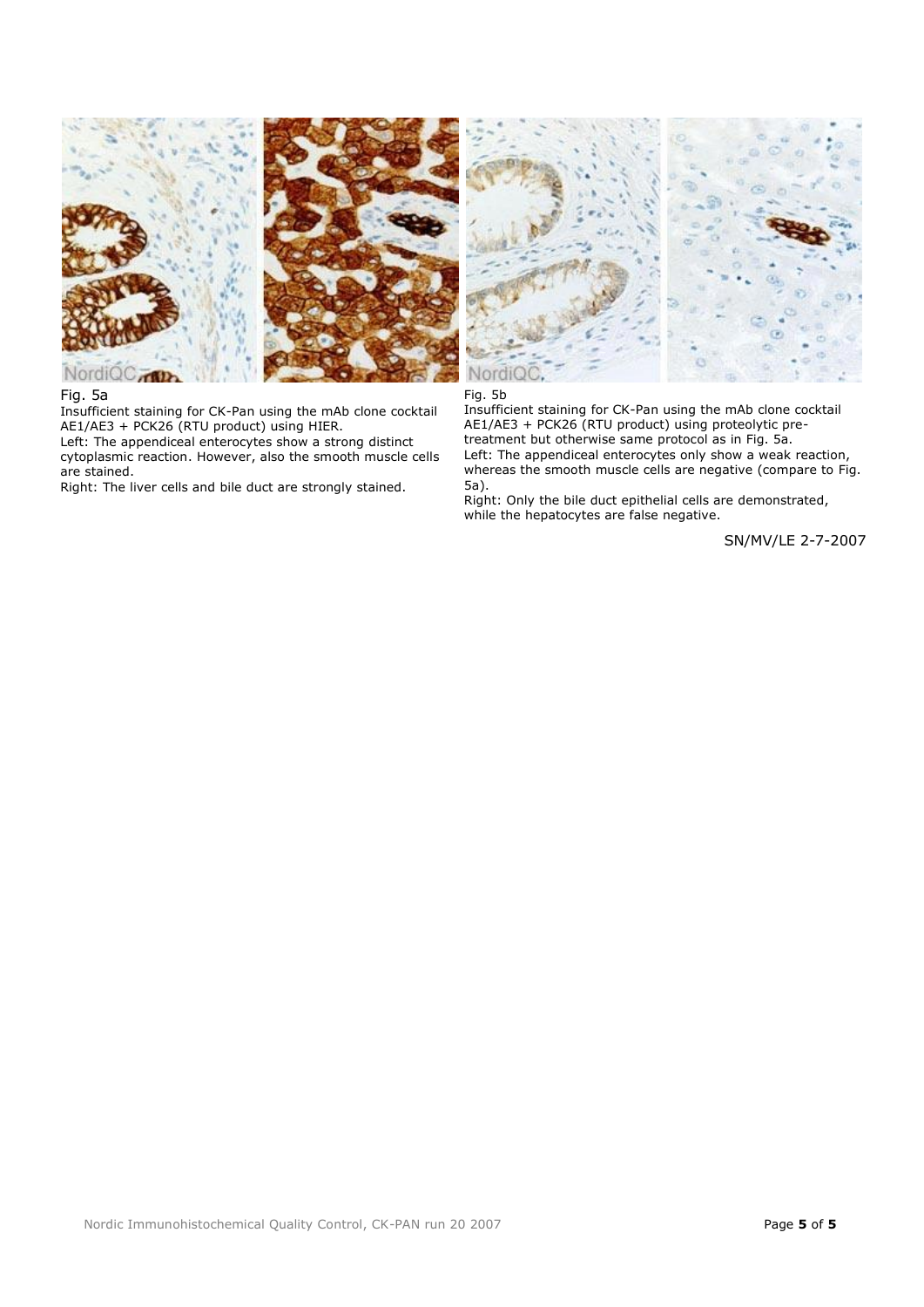Fig. 5a
Insufficient staining for CK-Pan using the mAb clone cocktail AE1/AE3 + PCK26 (RTU product) using HIER.
Left: The appendiceal enterocytes show a strong distinct cytoplasmic reaction. However, also the smooth muscle cells are stained.
Right: The liver cells and bile duct are strongly stained.

Fig. 5b
Insufficient staining for CK-Pan using the mAb clone cocktail AE1/AE3 + PCK26 (RTU product) using proteolytic pre-treatment but otherwise same protocol as in Fig. 5a.
Left: The appendiceal enterocytes only show a weak reaction, whereas the smooth muscle cells are negative (compare to Fig. 5a).
Right: Only the bile duct epithelial cells are demonstrated, while the hepatocytes are false negative.

SN/MV/LE 2-7-2007